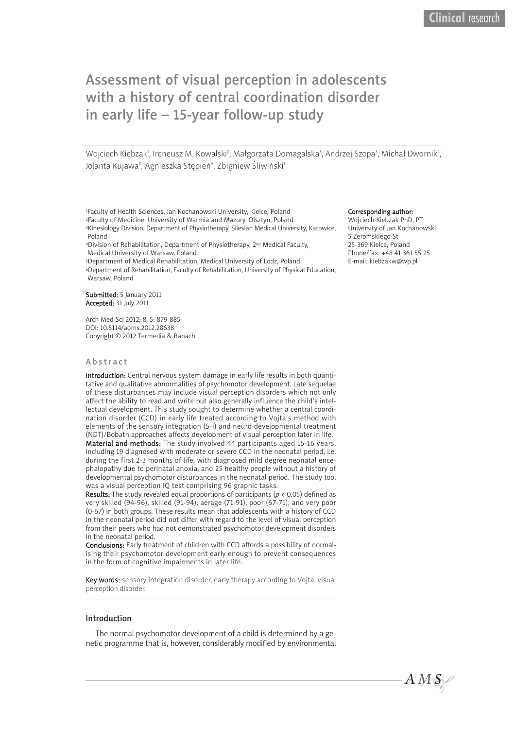# Assessment of visual perception in adolescents with a history of central coordination disorder in early life – 15-year follow-up study

Wojciech Kiebzak[1], Ireneusz M. Kowalski[2], Małgorzata Domagalska[3], Andrzej Szopa[3], Michał Dwornik[4], Jolanta Kujawa[5], Agnieszka Stępień[6], Zbigniew Śliwiński[1]

[1]Faculty of Health Sciences, Jan Kochanowski University, Kielce, Poland
[2]Faculty of Medicine, University of Warmia and Mazury, Olsztyn, Poland
[3]Kinesiology Division, Department of Physiotherapy, Silesian Medical University, Katowice, Poland
[4]Division of Rehabilitation, Department of Physiotherapy, 2nd Medical Faculty, Medical University of Warsaw, Poland
[5]Department of Medical Rehabilitation, Medical University of Lodz, Poland
[6]Department of Rehabilitation, Faculty of Rehabilitation, University of Physical Education, Warsaw, Poland

**Submitted:** 5 January 2011
**Accepted:** 31 July 2011

Arch Med Sci 2012; 8, 5: 879-885
DOI: 10.5114/aoms.2012.28638
Copyright © 2012 Termedia & Banach

**Corresponding author:**
Wojciech Kiebzak PhD, PT
University of Jan Kochanowski
5 Żeromskiego St
25-369 Kielce, Poland
Phone/fax: +48 41 361 55 25
E-mail: kiebzakw@wp.pl

## Abstract

**Introduction:** Central nervous system damage in early life results in both quantitative and qualitative abnormalities of psychomotor development. Late sequelae of these disturbances may include visual perception disorders which not only affect the ability to read and write but also generally influence the child's intellectual development. This study sought to determine whether a central coordination disorder (CCD) in early life treated according to Vojta's method with elements of the sensory integration (S-I) and neuro-developmental treatment (NDT)/Bobath approaches affects development of visual perception later in life.

**Material and methods:** The study involved 44 participants aged 15-16 years, including 19 diagnosed with moderate or severe CCD in the neonatal period, i.e. during the first 2-3 months of life, with diagnosed mild degree neonatal encephalopathy due to perinatal anoxia, and 25 healthy people without a history of developmental psychomotor disturbances in the neonatal period. The study tool was a visual perception IQ test comprising 96 graphic tasks.

**Results:** The study revealed equal proportions of participants ($p < 0.05$) defined as very skilled (94-96), skilled (91-94), aerage (71-91), poor (67-71), and very poor (0-67) in both groups. These results mean that adolescents with a history of CCD in the neonatal period did not differ with regard to the level of visual perception from their peers who had not demonstrated psychomotor development disorders in the neonatal period.

**Conclusions:** Early treatment of children with CCD affords a possibility of normalising their psychomotor development early enough to prevent consequences in the form of cognitive impairments in later life.

**Key words:** sensory integration disorder, early therapy according to Vojta, visual perception disorder.

## Introduction

The normal psychomotor development of a child is determined by a genetic programme that is, however, considerably modified by environmental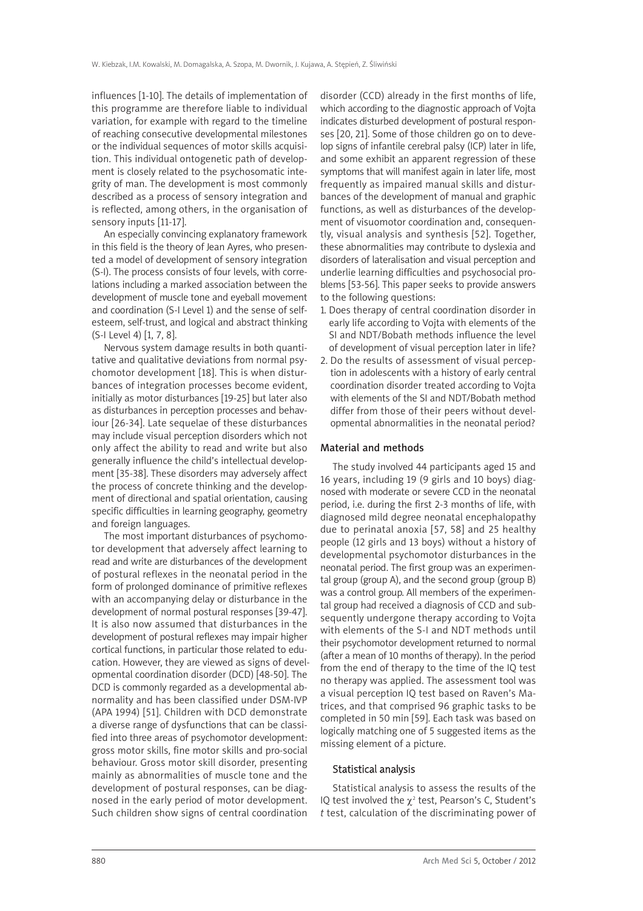influences [1-10]. The details of implementation of this programme are therefore liable to individual variation, for example with regard to the timeline of reaching consecutive developmental milestones or the individual sequences of motor skills acquisition. This individual ontogenetic path of development is closely related to the psychosomatic integrity of man. The development is most commonly described as a process of sensory integration and is reflected, among others, in the organisation of sensory inputs [11-17].

An especially convincing explanatory framework in this field is the theory of Jean Ayres, who presented a model of development of sensory integration (S-I). The process consists of four levels, with correlations including a marked association between the development of muscle tone and eyeball movement and coordination (S-I Level 1) and the sense of self-esteem, self-trust, and logical and abstract thinking (S-I Level 4) [1, 7, 8].

Nervous system damage results in both quantitative and qualitative deviations from normal psychomotor development [18]. This is when disturbances of integration processes become evident, initially as motor disturbances [19-25] but later also as disturbances in perception processes and behaviour [26-34]. Late sequelae of these disturbances may include visual perception disorders which not only affect the ability to read and write but also generally influence the child's intellectual development [35-38]. These disorders may adversely affect the process of concrete thinking and the development of directional and spatial orientation, causing specific difficulties in learning geography, geometry and foreign languages.

The most important disturbances of psychomotor development that adversely affect learning to read and write are disturbances of the development of postural reflexes in the neonatal period in the form of prolonged dominance of primitive reflexes with an accompanying delay or disturbance in the development of normal postural responses [39-47]. It is also now assumed that disturbances in the development of postural reflexes may impair higher cortical functions, in particular those related to education. However, they are viewed as signs of developmental coordination disorder (DCD) [48-50]. The DCD is commonly regarded as a developmental abnormality and has been classified under DSM-IVP (APA 1994) [51]. Children with DCD demonstrate a diverse range of dysfunctions that can be classified into three areas of psychomotor development: gross motor skills, fine motor skills and pro-social behaviour. Gross motor skill disorder, presenting mainly as abnormalities of muscle tone and the development of postural responses, can be diagnosed in the early period of motor development. Such children show signs of central coordination disorder (CCD) already in the first months of life, which according to the diagnostic approach of Vojta indicates disturbed development of postural responses [20, 21]. Some of those children go on to develop signs of infantile cerebral palsy (ICP) later in life, and some exhibit an apparent regression of these symptoms that will manifest again in later life, most frequently as impaired manual skills and disturbances of the development of manual and graphic functions, as well as disturbances of the development of visuomotor coordination and, consequently, visual analysis and synthesis [52]. Together, these abnormalities may contribute to dyslexia and disorders of lateralisation and visual perception and underlie learning difficulties and psychosocial problems [53-56]. This paper seeks to provide answers to the following questions:

1. Does therapy of central coordination disorder in early life according to Vojta with elements of the SI and NDT/Bobath methods influence the level of development of visual perception later in life?
2. Do the results of assessment of visual perception in adolescents with a history of early central coordination disorder treated according to Vojta with elements of the SI and NDT/Bobath method differ from those of their peers without developmental abnormalities in the neonatal period?

## Material and methods

The study involved 44 participants aged 15 and 16 years, including 19 (9 girls and 10 boys) diagnosed with moderate or severe CCD in the neonatal period, i.e. during the first 2-3 months of life, with diagnosed mild degree neonatal encephalopathy due to perinatal anoxia [57, 58] and 25 healthy people (12 girls and 13 boys) without a history of developmental psychomotor disturbances in the neonatal period. The first group was an experimental group (group A), and the second group (group B) was a control group. All members of the experimental group had received a diagnosis of CCD and subsequently undergone therapy according to Vojta with elements of the S-I and NDT methods until their psychomotor development returned to normal (after a mean of 10 months of therapy). In the period from the end of therapy to the time of the IQ test no therapy was applied. The assessment tool was a visual perception IQ test based on Raven's Matrices, and that comprised 96 graphic tasks to be completed in 50 min [59]. Each task was based on logically matching one of 5 suggested items as the missing element of a picture.

### Statistical analysis

Statistical analysis to assess the results of the IQ test involved the $\chi^2$ test, Pearson's C, Student's *t* test, calculation of the discriminating power of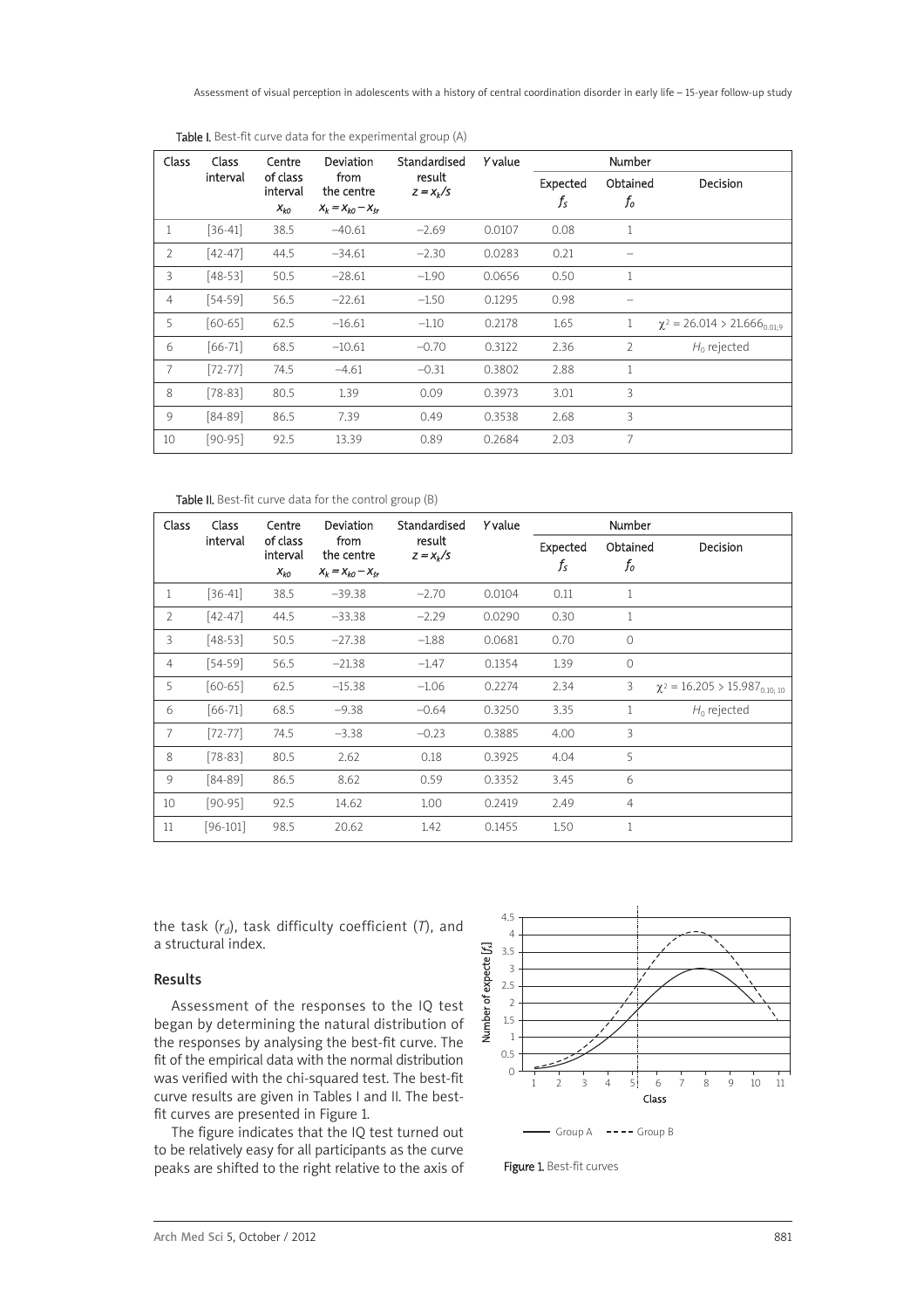Table I. Best-fit curve data for the experimental group (A)

| Class | Class interval | Centre of class interval $x_{k0}$ | Deviation from the centre $x_k = x_{k0} - x_{\bar{s}r}$ | Standardised result $z = x_k/s$ | *Y* value | Number | | |
|---|---|---|---|---|---|---|---|---|
| | | | | | | Expected $f_s$ | Obtained $f_o$ | Decision |
| 1 | [36-41] | 38.5 | –40.61 | –2.69 | 0.0107 | 0.08 | 1 | |
| 2 | [42-47] | 44.5 | –34.61 | –2.30 | 0.0283 | 0.21 | – | |
| 3 | [48-53] | 50.5 | –28.61 | –1.90 | 0.0656 | 0.50 | 1 | |
| 4 | [54-59] | 56.5 | –22.61 | –1.50 | 0.1295 | 0.98 | – | |
| 5 | [60-65] | 62.5 | –16.61 | –1.10 | 0.2178 | 1.65 | 1 | $\chi^2 = 26.014 > 21.666_{0.01;9}$ |
| 6 | [66-71] | 68.5 | –10.61 | –0.70 | 0.3122 | 2.36 | 2 | $H_0$ rejected |
| 7 | [72-77] | 74.5 | –4.61 | –0.31 | 0.3802 | 2.88 | 1 | |
| 8 | [78-83] | 80.5 | 1.39 | 0.09 | 0.3973 | 3.01 | 3 | |
| 9 | [84-89] | 86.5 | 7.39 | 0.49 | 0.3538 | 2.68 | 3 | |
| 10 | [90-95] | 92.5 | 13.39 | 0.89 | 0.2684 | 2.03 | 7 | |

Table II. Best-fit curve data for the control group (B)

| Class | Class interval | Centre of class interval $x_{k0}$ | Deviation from the centre $x_k = x_{k0} - x_{\bar{s}r}$ | Standardised result $z = x_k/s$ | *Y* value | Number | | |
|---|---|---|---|---|---|---|---|---|
| | | | | | | Expected $f_s$ | Obtained $f_o$ | Decision |
| 1 | [36-41] | 38.5 | –39.38 | –2.70 | 0.0104 | 0.11 | 1 | |
| 2 | [42-47] | 44.5 | –33.38 | –2.29 | 0.0290 | 0.30 | 1 | |
| 3 | [48-53] | 50.5 | –27.38 | –1.88 | 0.0681 | 0.70 | 0 | |
| 4 | [54-59] | 56.5 | –21.38 | –1.47 | 0.1354 | 1.39 | 0 | |
| 5 | [60-65] | 62.5 | –15.38 | –1.06 | 0.2274 | 2.34 | 3 | $\chi^2 = 16.205 > 15.987_{0.10;10}$ |
| 6 | [66-71] | 68.5 | –9.38 | –0.64 | 0.3250 | 3.35 | 1 | $H_0$ rejected |
| 7 | [72-77] | 74.5 | –3.38 | –0.23 | 0.3885 | 4.00 | 3 | |
| 8 | [78-83] | 80.5 | 2.62 | 0.18 | 0.3925 | 4.04 | 5 | |
| 9 | [84-89] | 86.5 | 8.62 | 0.59 | 0.3352 | 3.45 | 6 | |
| 10 | [90-95] | 92.5 | 14.62 | 1.00 | 0.2419 | 2.49 | 4 | |
| 11 | [96-101] | 98.5 | 20.62 | 1.42 | 0.1455 | 1.50 | 1 | |

the task ($r_d$), task difficulty coefficient ($T$), and a structural index.

## Results

Assessment of the responses to the IQ test began by determining the natural distribution of the responses by analysing the best-fit curve. The fit of the empirical data with the normal distribution was verified with the chi-squared test. The best-fit curve results are given in Tables I and II. The best-fit curves are presented in Figure 1.

The figure indicates that the IQ test turned out to be relatively easy for all participants as the curve peaks are shifted to the right relative to the axis of

Figure 1. Best-fit curves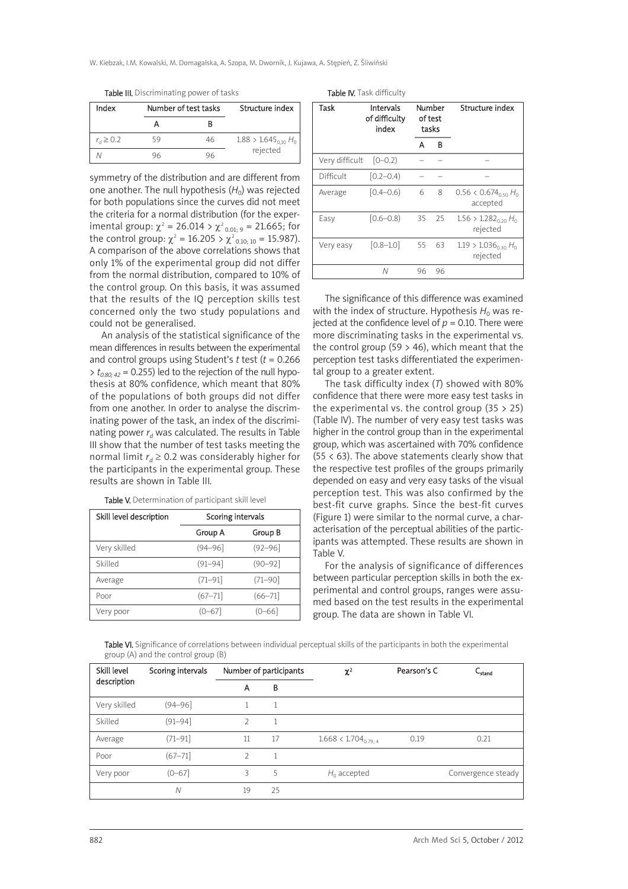Table III. Discriminating power of tasks

| Index | Number of test tasks | | Structure index |
|---|---|---|---|
| | A | B | |
| $r_d \geq 0.2$ | 59 | 46 | $1.88 > 1.645_{0.10}$ $H_0$ rejected |
| $N$ | 96 | 96 | |

symmetry of the distribution and are different from one another. The null hypothesis ($H_0$) was rejected for both populations since the curves did not meet the criteria for a normal distribution (for the experimental group: $\chi^2 = 26.014 > \chi^2_{0.01;\,9} = 21.665$; for the control group: $\chi^2 = 16.205 > \chi^2_{0.10;\,10} = 15.987$). A comparison of the above correlations shows that only 1% of the experimental group did not differ from the normal distribution, compared to 10% of the control group. On this basis, it was assumed that the results of the IQ perception skills test concerned only the two study populations and could not be generalised.

An analysis of the statistical significance of the mean differences in results between the experimental and control groups using Student's $t$ test ($t = 0.266 > t_{0.80;\,42} = 0.255$) led to the rejection of the null hypothesis at 80% confidence, which meant that 80% of the populations of both groups did not differ from one another. In order to analyse the discriminating power of the task, an index of the discriminating power $r_d$ was calculated. The results in Table III show that the number of test tasks meeting the normal limit $r_d \geq 0.2$ was considerably higher for the participants in the experimental group. These results are shown in Table III.

Table IV. Task difficulty

| Task | Intervals of difficulty index | Number of test tasks | | Structure index |
|---|---|---|---|---|
| | | A | B | |
| Very difficult | [0–0.2) | – | – | – |
| Difficult | [0.2–0.4) | – | – | – |
| Average | [0.4–0.6) | 6 | 8 | $0.56 < 0.674_{0.50}$ $H_0$ accepted |
| Easy | [0.6–0.8) | 35 | 25 | $1.56 > 1.282_{0.20}$ $H_0$ rejected |
| Very easy | [0.8–1.0] | 55 | 63 | $1.19 > 1.036_{0.30}$ $H_0$ rejected |
| | $N$ | 96 | 96 | |

The significance of this difference was examined with the index of structure. Hypothesis $H_0$ was rejected at the confidence level of $p = 0.10$. There were more discriminating tasks in the experimental vs. the control group (59 > 46), which meant that the perception test tasks differentiated the experimental group to a greater extent.

The task difficulty index ($T$) showed with 80% confidence that there were more easy test tasks in the experimental vs. the control group (35 > 25) (Table IV). The number of very easy test tasks was higher in the control group than in the experimental group, which was ascertained with 70% confidence (55 < 63). The above statements clearly show that the respective test profiles of the groups primarily depended on easy and very easy tasks of the visual perception test. This was also confirmed by the best-fit curve graphs. Since the best-fit curves (Figure 1) were similar to the normal curve, a characterisation of the perceptual abilities of the participants was attempted. These results are shown in Table V.

Table V. Determination of participant skill level

| Skill level description | Scoring intervals | |
|---|---|---|
| | Group A | Group B |
| Very skilled | (94–96] | (92–96] |
| Skilled | (91–94] | (90–92] |
| Average | (71–91] | (71–90] |
| Poor | (67–71] | (66–71] |
| Very poor | (0–67] | (0–66] |

For the analysis of significance of differences between particular perception skills in both the experimental and control groups, ranges were assumed based on the test results in the experimental group. The data are shown in Table VI.

Table VI. Significance of correlations between individual perceptual skills of the participants in both the experimental group (A) and the control group (B)

| Skill level description | Scoring intervals | Number of participants | | $\chi^2$ | Pearson's C | $C_{stand}$ |
|---|---|---|---|---|---|---|
| | | A | B | | | |
| Very skilled | (94–96] | 1 | 1 | | | |
| Skilled | (91–94] | 2 | 1 | | | |
| Average | (71–91] | 11 | 17 | $1.668 < 1.704_{0.79;\,4}$ | 0.19 | 0.21 |
| Poor | (67–71] | 2 | 1 | | | |
| Very poor | (0–67] | 3 | 5 | $H_0$ accepted | | Convergence steady |
| | $N$ | 19 | 25 | | | |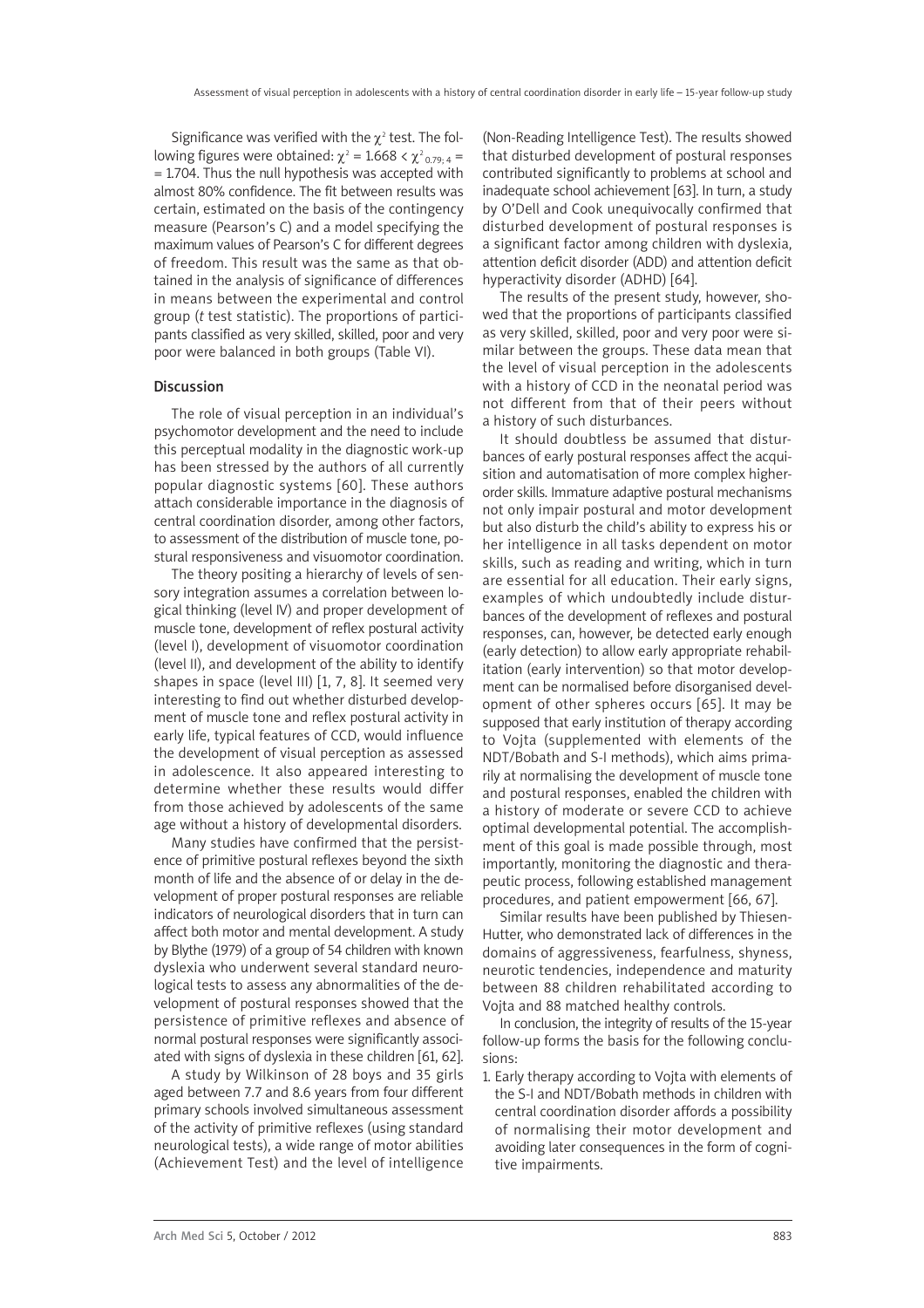Significance was verified with the $\chi^2$ test. The following figures were obtained: $\chi^2 = 1.668 < \chi^2_{0.79;\,4} = 1.704$. Thus the null hypothesis was accepted with almost 80% confidence. The fit between results was certain, estimated on the basis of the contingency measure (Pearson's C) and a model specifying the maximum values of Pearson's C for different degrees of freedom. This result was the same as that obtained in the analysis of significance of differences in means between the experimental and control group (*t* test statistic). The proportions of participants classified as very skilled, skilled, poor and very poor were balanced in both groups (Table VI).

## Discussion

The role of visual perception in an individual's psychomotor development and the need to include this perceptual modality in the diagnostic work-up has been stressed by the authors of all currently popular diagnostic systems [60]. These authors attach considerable importance in the diagnosis of central coordination disorder, among other factors, to assessment of the distribution of muscle tone, postural responsiveness and visuomotor coordination.

The theory positing a hierarchy of levels of sensory integration assumes a correlation between logical thinking (level IV) and proper development of muscle tone, development of reflex postural activity (level I), development of visuomotor coordination (level II), and development of the ability to identify shapes in space (level III) [1, 7, 8]. It seemed very interesting to find out whether disturbed development of muscle tone and reflex postural activity in early life, typical features of CCD, would influence the development of visual perception as assessed in adolescence. It also appeared interesting to determine whether these results would differ from those achieved by adolescents of the same age without a history of developmental disorders.

Many studies have confirmed that the persistence of primitive postural reflexes beyond the sixth month of life and the absence of or delay in the development of proper postural responses are reliable indicators of neurological disorders that in turn can affect both motor and mental development. A study by Blythe (1979) of a group of 54 children with known dyslexia who underwent several standard neurological tests to assess any abnormalities of the development of postural responses showed that the persistence of primitive reflexes and absence of normal postural responses were significantly associated with signs of dyslexia in these children [61, 62].

A study by Wilkinson of 28 boys and 35 girls aged between 7.7 and 8.6 years from four different primary schools involved simultaneous assessment of the activity of primitive reflexes (using standard neurological tests), a wide range of motor abilities (Achievement Test) and the level of intelligence (Non-Reading Intelligence Test). The results showed that disturbed development of postural responses contributed significantly to problems at school and inadequate school achievement [63]. In turn, a study by O'Dell and Cook unequivocally confirmed that disturbed development of postural responses is a significant factor among children with dyslexia, attention deficit disorder (ADD) and attention deficit hyperactivity disorder (ADHD) [64].

The results of the present study, however, showed that the proportions of participants classified as very skilled, skilled, poor and very poor were similar between the groups. These data mean that the level of visual perception in the adolescents with a history of CCD in the neonatal period was not different from that of their peers without a history of such disturbances.

It should doubtless be assumed that disturbances of early postural responses affect the acquisition and automatisation of more complex higher-order skills. Immature adaptive postural mechanisms not only impair postural and motor development but also disturb the child's ability to express his or her intelligence in all tasks dependent on motor skills, such as reading and writing, which in turn are essential for all education. Their early signs, examples of which undoubtedly include disturbances of the development of reflexes and postural responses, can, however, be detected early enough (early detection) to allow early appropriate rehabilitation (early intervention) so that motor development can be normalised before disorganised development of other spheres occurs [65]. It may be supposed that early institution of therapy according to Vojta (supplemented with elements of the NDT/Bobath and S-I methods), which aims primarily at normalising the development of muscle tone and postural responses, enabled the children with a history of moderate or severe CCD to achieve optimal developmental potential. The accomplishment of this goal is made possible through, most importantly, monitoring the diagnostic and therapeutic process, following established management procedures, and patient empowerment [66, 67].

Similar results have been published by Thiesen-Hutter, who demonstrated lack of differences in the domains of aggressiveness, fearfulness, shyness, neurotic tendencies, independence and maturity between 88 children rehabilitated according to Vojta and 88 matched healthy controls.

In conclusion, the integrity of results of the 15-year follow-up forms the basis for the following conclusions:

1. Early therapy according to Vojta with elements of the S-I and NDT/Bobath methods in children with central coordination disorder affords a possibility of normalising their motor development and avoiding later consequences in the form of cognitive impairments.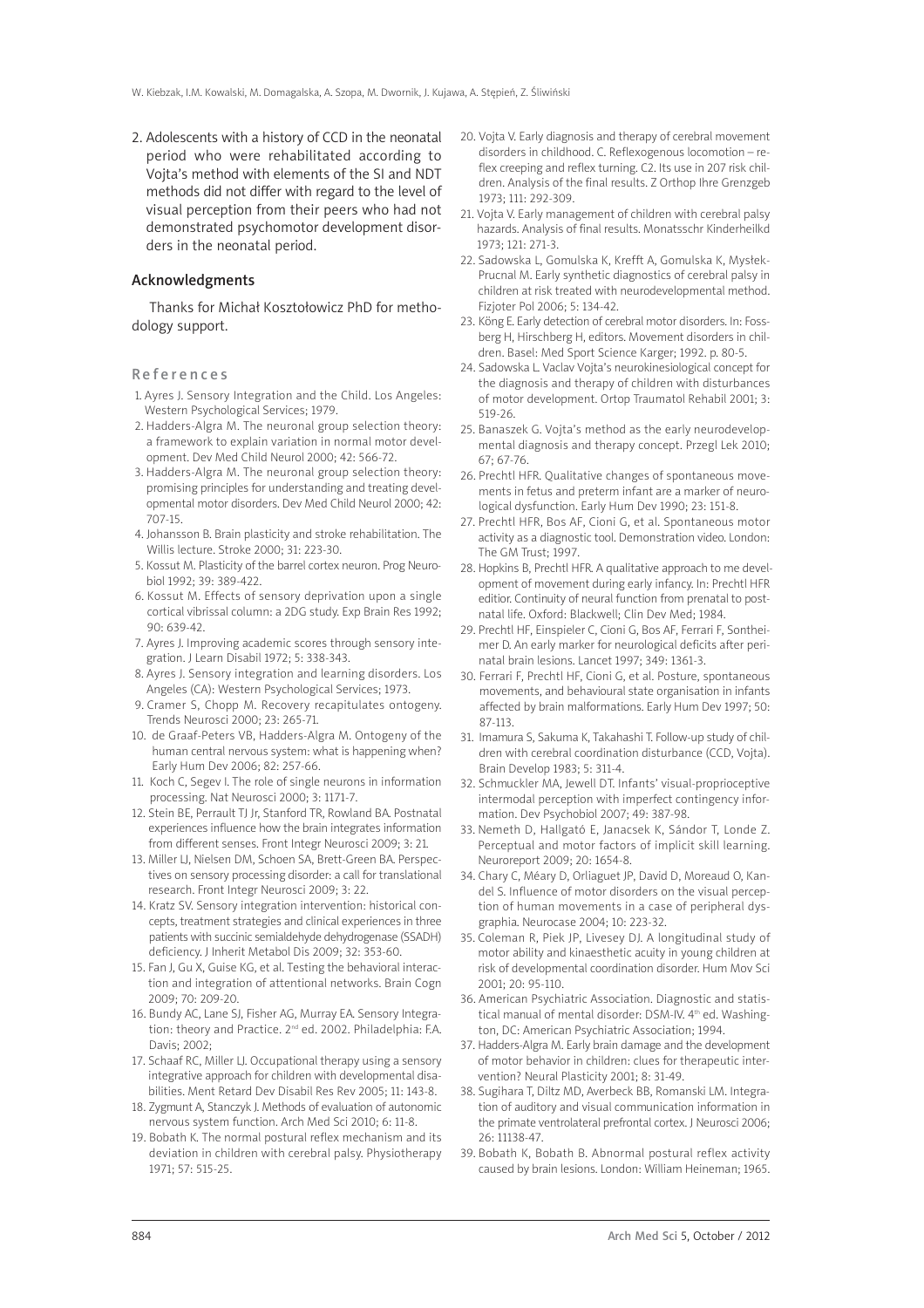2. Adolescents with a history of CCD in the neonatal period who were rehabilitated according to Vojta's method with elements of the SI and NDT methods did not differ with regard to the level of visual perception from their peers who had not demonstrated psychomotor development disorders in the neonatal period.

## Acknowledgments

Thanks for Michał Kosztołowicz PhD for methodology support.

## References

1. Ayres J. Sensory Integration and the Child. Los Angeles: Western Psychological Services; 1979.
2. Hadders-Algra M. The neuronal group selection theory: a framework to explain variation in normal motor development. Dev Med Child Neurol 2000; 42: 566-72.
3. Hadders-Algra M. The neuronal group selection theory: promising principles for understanding and treating developmental motor disorders. Dev Med Child Neurol 2000; 42: 707-15.
4. Johansson B. Brain plasticity and stroke rehabilitation. The Willis lecture. Stroke 2000; 31: 223-30.
5. Kossut M. Plasticity of the barrel cortex neuron. Prog Neurobiol 1992; 39: 389-422.
6. Kossut M. Effects of sensory deprivation upon a single cortical vibrissal column: a 2DG study. Exp Brain Res 1992; 90: 639-42.
7. Ayres J. Improving academic scores through sensory integration. J Learn Disabil 1972; 5: 338-343.
8. Ayres J. Sensory integration and learning disorders. Los Angeles (CA): Western Psychological Services; 1973.
9. Cramer S, Chopp M. Recovery recapitulates ontogeny. Trends Neurosci 2000; 23: 265-71.
10. de Graaf-Peters VB, Hadders-Algra M. Ontogeny of the human central nervous system: what is happening when? Early Hum Dev 2006; 82: 257-66.
11. Koch C, Segev I. The role of single neurons in information processing. Nat Neurosci 2000; 3: 1171-7.
12. Stein BE, Perrault TJ Jr, Stanford TR, Rowland BA. Postnatal experiences influence how the brain integrates information from different senses. Front Integr Neurosci 2009; 3: 21.
13. Miller LJ, Nielsen DM, Schoen SA, Brett-Green BA. Perspectives on sensory processing disorder: a call for translational research. Front Integr Neurosci 2009; 3: 22.
14. Kratz SV. Sensory integration intervention: historical concepts, treatment strategies and clinical experiences in three patients with succinic semialdehyde dehydrogenase (SSADH) deficiency. J Inherit Metabol Dis 2009; 32: 353-60.
15. Fan J, Gu X, Guise KG, et al. Testing the behavioral interaction and integration of attentional networks. Brain Cogn 2009; 70: 209-20.
16. Bundy AC, Lane SJ, Fisher AG, Murray EA. Sensory Integration: theory and Practice. 2nd ed. 2002. Philadelphia: F.A. Davis; 2002;
17. Schaaf RC, Miller LJ. Occupational therapy using a sensory integrative approach for children with developmental disabilities. Ment Retard Dev Disabil Res Rev 2005; 11: 143-8.
18. Zygmunt A, Stanczyk J. Methods of evaluation of autonomic nervous system function. Arch Med Sci 2010; 6: 11-8.
19. Bobath K. The normal postural reflex mechanism and its deviation in children with cerebral palsy. Physiotherapy 1971; 57: 515-25.
20. Vojta V. Early diagnosis and therapy of cerebral movement disorders in childhood. C. Reflexogenous locomotion – reflex creeping and reflex turning. C2. Its use in 207 risk children. Analysis of the final results. Z Orthop Ihre Grenzgeb 1973; 111: 292-309.
21. Vojta V. Early management of children with cerebral palsy hazards. Analysis of final results. Monatsschr Kinderheilkd 1973; 121: 271-3.
22. Sadowska L, Gomulska K, Krefft A, Gomulska K, Mysłek-Prucnal M. Early synthetic diagnostics of cerebral palsy in children at risk treated with neurodevelopmental method. Fizjoter Pol 2006; 5: 134-42.
23. Köng E. Early detection of cerebral motor disorders. In: Fossberg H, Hirschberg H, editors. Movement disorders in children. Basel: Med Sport Science Karger; 1992. p. 80-5.
24. Sadowska L. Vaclav Vojta's neurokinesiological concept for the diagnosis and therapy of children with disturbances of motor development. Ortop Traumatol Rehabil 2001; 3: 519-26.
25. Banaszek G. Vojta's method as the early neurodevelopmental diagnosis and therapy concept. Przegl Lek 2010; 67; 67-76.
26. Prechtl HFR. Qualitative changes of spontaneous movements in fetus and preterm infant are a marker of neurological dysfunction. Early Hum Dev 1990; 23: 151-8.
27. Prechtl HFR, Bos AF, Cioni G, et al. Spontaneous motor activity as a diagnostic tool. Demonstration video. London: The GM Trust; 1997.
28. Hopkins B, Prechtl HFR. A qualitative approach to me development of movement during early infancy. In: Prechtl HFR editior. Continuity of neural function from prenatal to postnatal life. Oxford: Blackwell; Clin Dev Med; 1984.
29. Prechtl HF, Einspieler C, Cioni G, Bos AF, Ferrari F, Sontheimer D. An early marker for neurological deficits after perinatal brain lesions. Lancet 1997; 349: 1361-3.
30. Ferrari F, Prechtl HF, Cioni G, et al. Posture, spontaneous movements, and behavioural state organisation in infants affected by brain malformations. Early Hum Dev 1997; 50: 87-113.
31. Imamura S, Sakuma K, Takahashi T. Follow-up study of children with cerebral coordination disturbance (CCD, Vojta). Brain Develop 1983; 5: 311-4.
32. Schmuckler MA, Jewell DT. Infants' visual-proprioceptive intermodal perception with imperfect contingency information. Dev Psychobiol 2007; 49: 387-98.
33. Nemeth D, Hallgató E, Janacsek K, Sándor T, Londe Z. Perceptual and motor factors of implicit skill learning. Neuroreport 2009; 20: 1654-8.
34. Chary C, Méary D, Orliaguet JP, David D, Moreaud O, Kandel S. Influence of motor disorders on the visual perception of human movements in a case of peripheral dysgraphia. Neurocase 2004; 10: 223-32.
35. Coleman R, Piek JP, Livesey DJ. A longitudinal study of motor ability and kinaesthetic acuity in young children at risk of developmental coordination disorder. Hum Mov Sci 2001; 20: 95-110.
36. American Psychiatric Association. Diagnostic and statistical manual of mental disorder: DSM-IV. 4th ed. Washington, DC: American Psychiatric Association; 1994.
37. Hadders-Algra M. Early brain damage and the development of motor behavior in children: clues for therapeutic intervention? Neural Plasticity 2001; 8: 31-49.
38. Sugihara T, Diltz MD, Averbeck BB, Romanski LM. Integration of auditory and visual communication information in the primate ventrolateral prefrontal cortex. J Neurosci 2006; 26: 11138-47.
39. Bobath K, Bobath B. Abnormal postural reflex activity caused by brain lesions. London: William Heineman; 1965.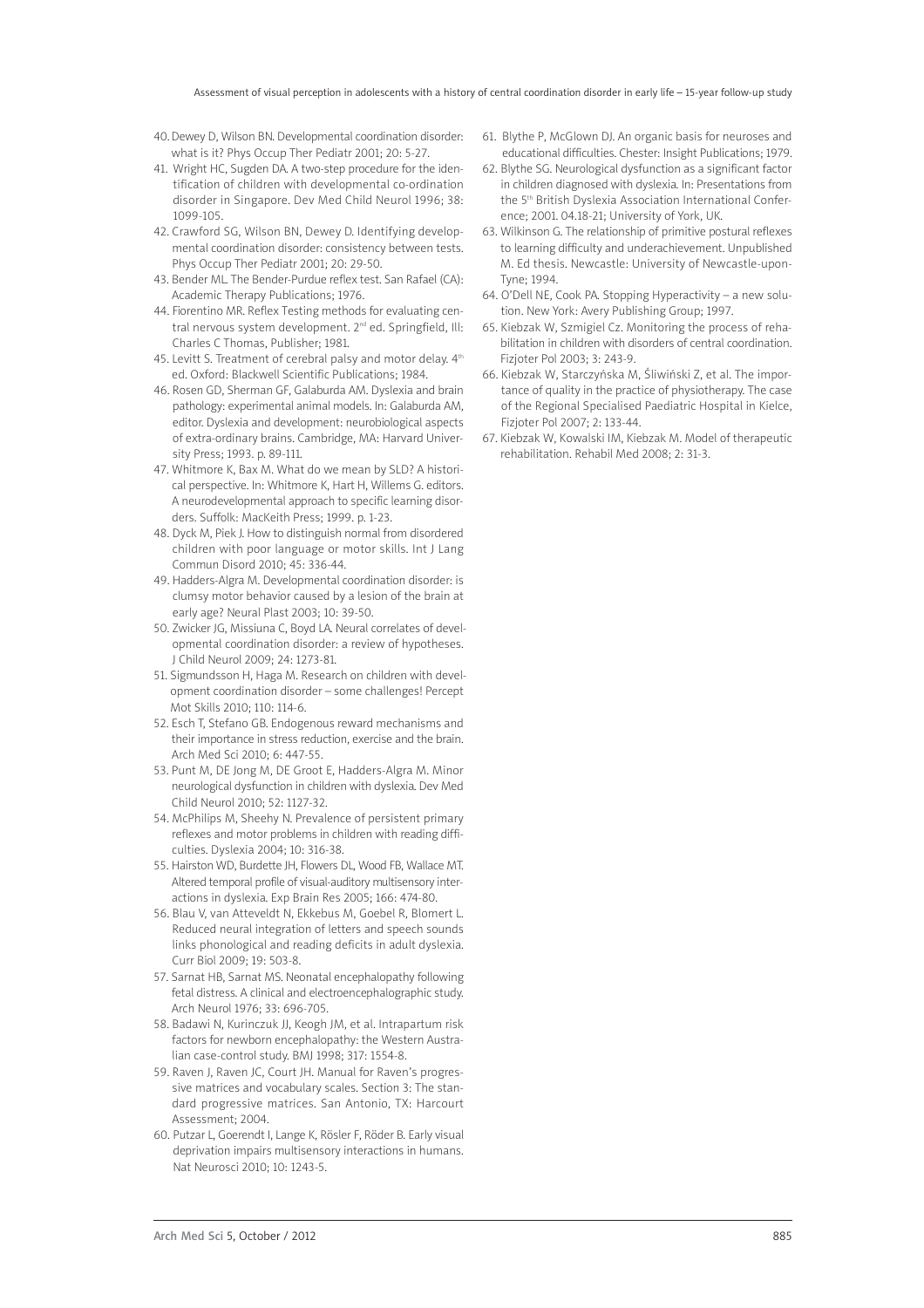40. Dewey D, Wilson BN. Developmental coordination disorder: what is it? Phys Occup Ther Pediatr 2001; 20: 5-27.
41. Wright HC, Sugden DA. A two-step procedure for the identification of children with developmental co-ordination disorder in Singapore. Dev Med Child Neurol 1996; 38: 1099-105.
42. Crawford SG, Wilson BN, Dewey D. Identifying developmental coordination disorder: consistency between tests. Phys Occup Ther Pediatr 2001; 20: 29-50.
43. Bender ML. The Bender-Purdue reflex test. San Rafael (CA): Academic Therapy Publications; 1976.
44. Fiorentino MR. Reflex Testing methods for evaluating central nervous system development. 2nd ed. Springfield, Ill: Charles C Thomas, Publisher; 1981.
45. Levitt S. Treatment of cerebral palsy and motor delay. 4th ed. Oxford: Blackwell Scientific Publications; 1984.
46. Rosen GD, Sherman GF, Galaburda AM. Dyslexia and brain pathology: experimental animal models. In: Galaburda AM, editor. Dyslexia and development: neurobiological aspects of extra-ordinary brains. Cambridge, MA: Harvard University Press; 1993. p. 89-111.
47. Whitmore K, Bax M. What do we mean by SLD? A historical perspective. In: Whitmore K, Hart H, Willems G. editors. A neurodevelopmental approach to specific learning disorders. Suffolk: MacKeith Press; 1999. p. 1-23.
48. Dyck M, Piek J. How to distinguish normal from disordered children with poor language or motor skills. Int J Lang Commun Disord 2010; 45: 336-44.
49. Hadders-Algra M. Developmental coordination disorder: is clumsy motor behavior caused by a lesion of the brain at early age? Neural Plast 2003; 10: 39-50.
50. Zwicker JG, Missiuna C, Boyd LA. Neural correlates of developmental coordination disorder: a review of hypotheses. J Child Neurol 2009; 24: 1273-81.
51. Sigmundsson H, Haga M. Research on children with development coordination disorder – some challenges! Percept Mot Skills 2010; 110: 114-6.
52. Esch T, Stefano GB. Endogenous reward mechanisms and their importance in stress reduction, exercise and the brain. Arch Med Sci 2010; 6: 447-55.
53. Punt M, DE Jong M, DE Groot E, Hadders-Algra M. Minor neurological dysfunction in children with dyslexia. Dev Med Child Neurol 2010; 52: 1127-32.
54. McPhilips M, Sheehy N. Prevalence of persistent primary reflexes and motor problems in children with reading difficulties. Dyslexia 2004; 10: 316-38.
55. Hairston WD, Burdette JH, Flowers DL, Wood FB, Wallace MT. Altered temporal profile of visual-auditory multisensory interactions in dyslexia. Exp Brain Res 2005; 166: 474-80.
56. Blau V, van Atteveldt N, Ekkebus M, Goebel R, Blomert L. Reduced neural integration of letters and speech sounds links phonological and reading deficits in adult dyslexia. Curr Biol 2009; 19: 503-8.
57. Sarnat HB, Sarnat MS. Neonatal encephalopathy following fetal distress. A clinical and electroencephalographic study. Arch Neurol 1976; 33: 696-705.
58. Badawi N, Kurinczuk JJ, Keogh JM, et al. Intrapartum risk factors for newborn encephalopathy: the Western Australian case-control study. BMJ 1998; 317: 1554-8.
59. Raven J, Raven JC, Court JH. Manual for Raven's progressive matrices and vocabulary scales. Section 3: The standard progressive matrices. San Antonio, TX: Harcourt Assessment; 2004.
60. Putzar L, Goerendt I, Lange K, Rösler F, Röder B. Early visual deprivation impairs multisensory interactions in humans. Nat Neurosci 2010; 10: 1243-5.
61. Blythe P, McGlown DJ. An organic basis for neuroses and educational difficulties. Chester: Insight Publications; 1979.
62. Blythe SG. Neurological dysfunction as a significant factor in children diagnosed with dyslexia. In: Presentations from the 5th British Dyslexia Association International Conference; 2001. 04.18-21; University of York, UK.
63. Wilkinson G. The relationship of primitive postural reflexes to learning difficulty and underachievement. Unpublished M. Ed thesis. Newcastle: University of Newcastle-upon-Tyne; 1994.
64. O'Dell NE, Cook PA. Stopping Hyperactivity – a new solution. New York: Avery Publishing Group; 1997.
65. Kiebzak W, Szmigiel Cz. Monitoring the process of rehabilitation in children with disorders of central coordination. Fizjoter Pol 2003; 3: 243-9.
66. Kiebzak W, Starczyńska M, Śliwiński Z, et al. The importance of quality in the practice of physiotherapy. The case of the Regional Specialised Paediatric Hospital in Kielce, Fizjoter Pol 2007; 2: 133-44.
67. Kiebzak W, Kowalski IM, Kiebzak M. Model of therapeutic rehabilitation. Rehabil Med 2008; 2: 31-3.